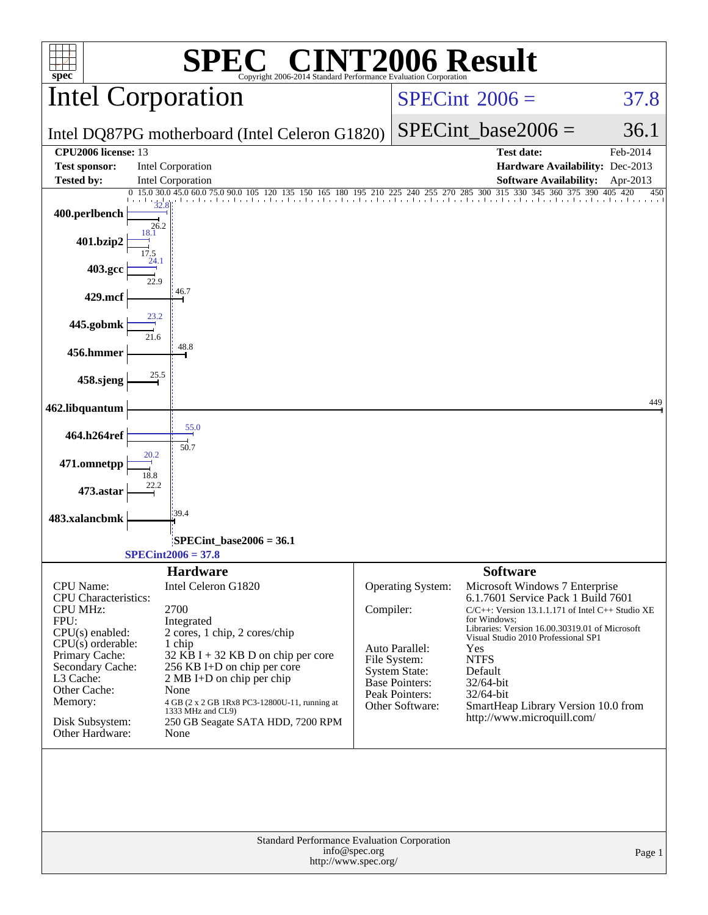# SPEC CINT2006 Result

Copyright 2006-2014 Standard Performance Evaluation Corporation

## Intel Corporation

**SPECint 2006 = 37.8**

Intel DQ87PG motherboard (Intel Celeron G1820)

**SPECint_base2006 = 36.1**

| | | | |
|---|---|---|---|
| **CPU2006 license:** 13 | | **Test date:** | Feb-2014 |
| **Test sponsor:** | Intel Corporation | **Hardware Availability:** | Dec-2013 |
| **Tested by:** | Intel Corporation | **Software Availability:** | Apr-2013 |

| Benchmark | Peak | Base |
|---|---|---|
| 400.perlbench | 32.8 | 26.2 |
| 401.bzip2 | 18.1 | 17.5 |
| 403.gcc | 24.1 | 22.9 |
| 429.mcf | | 46.7 |
| 445.gobmk | 23.2 | 21.6 |
| 456.hmmer | | 48.8 |
| 458.sjeng | | 25.5 |
| 462.libquantum | | 449 |
| 464.h264ref | 55.0 | 50.7 |
| 471.omnetpp | 20.2 | 18.8 |
| 473.astar | | 22.2 |
| 483.xalancbmk | | 39.4 |

SPECint_base2006 = 36.1

SPECint2006 = 37.8

### Hardware

| | |
|---|---|
| CPU Name: | Intel Celeron G1820 |
| CPU Characteristics: | |
| CPU MHz: | 2700 |
| FPU: | Integrated |
| CPU(s) enabled: | 2 cores, 1 chip, 2 cores/chip |
| CPU(s) orderable: | 1 chip |
| Primary Cache: | 32 KB I + 32 KB D on chip per core |
| Secondary Cache: | 256 KB I+D on chip per core |
| L3 Cache: | 2 MB I+D on chip per chip |
| Other Cache: | None |
| Memory: | 4 GB (2 x 2 GB 1Rx8 PC3-12800U-11, running at 1333 MHz and CL9) |
| Disk Subsystem: | 250 GB Seagate SATA HDD, 7200 RPM |
| Other Hardware: | None |

### Software

| | |
|---|---|
| Operating System: | Microsoft Windows 7 Enterprise 6.1.7601 Service Pack 1 Build 7601 |
| Compiler: | C/C++: Version 13.1.1.171 of Intel C++ Studio XE for Windows; Libraries: Version 16.00.30319.01 of Microsoft Visual Studio 2010 Professional SP1 |
| Auto Parallel: | Yes |
| File System: | NTFS |
| System State: | Default |
| Base Pointers: | 32/64-bit |
| Peak Pointers: | 32/64-bit |
| Other Software: | SmartHeap Library Version 10.0 from http://www.microquill.com/ |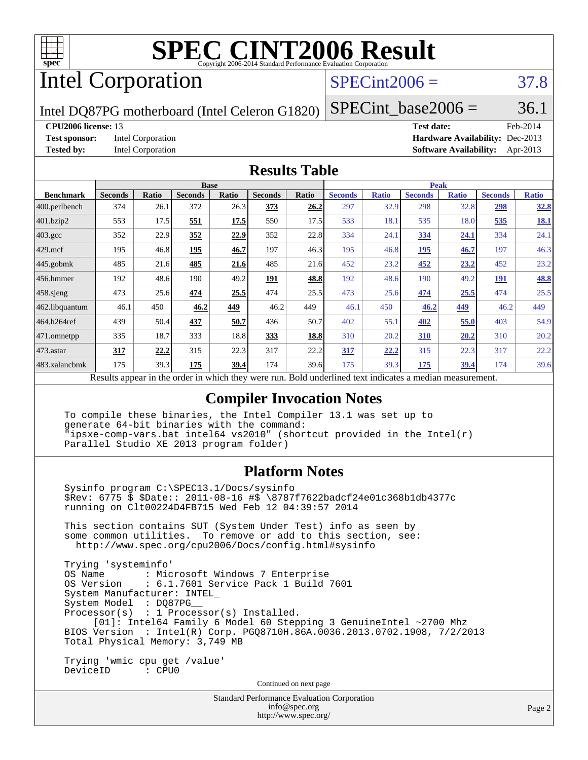# SPEC CINT2006 Result

Copyright 2006-2014 Standard Performance Evaluation Corporation

# Intel Corporation

Intel DQ87PG motherboard (Intel Celeron G1820)

SPECint2006 = 37.8

SPECint_base2006 = 36.1

**CPU2006 license:** 13

**Test sponsor:** Intel Corporation

**Tested by:** Intel Corporation

**Test date:** Feb-2014

**Hardware Availability:** Dec-2013

**Software Availability:** Apr-2013

## Results Table

| | Base | | | | | | Peak | | | | | |
|---|---|---|---|---|---|---|---|---|---|---|---|---|
| **Benchmark** | **Seconds** | **Ratio** | **Seconds** | **Ratio** | **Seconds** | **Ratio** | **Seconds** | **Ratio** | **Seconds** | **Ratio** | **Seconds** | **Ratio** |
| 400.perlbench | 374 | 26.1 | 372 | 26.3 | **373** | **26.2** | 297 | 32.9 | 298 | 32.8 | **298** | **32.8** |
| 401.bzip2 | 553 | 17.5 | **551** | **17.5** | 550 | 17.5 | 533 | 18.1 | 535 | 18.0 | **535** | **18.1** |
| 403.gcc | 352 | 22.9 | **352** | **22.9** | 352 | 22.8 | 334 | 24.1 | **334** | **24.1** | 334 | 24.1 |
| 429.mcf | 195 | 46.8 | **195** | **46.7** | 197 | 46.3 | 195 | 46.8 | **195** | **46.7** | 197 | 46.3 |
| 445.gobmk | 485 | 21.6 | **485** | **21.6** | 485 | 21.6 | 452 | 23.2 | **452** | **23.2** | 452 | 23.2 |
| 456.hmmer | 192 | 48.6 | 190 | 49.2 | **191** | **48.8** | 192 | 48.6 | 190 | 49.2 | **191** | **48.8** |
| 458.sjeng | 473 | 25.6 | **474** | **25.5** | 474 | 25.5 | 473 | 25.6 | **474** | **25.5** | 474 | 25.5 |
| 462.libquantum | 46.1 | 450 | **46.2** | **449** | 46.2 | 449 | 46.1 | 450 | **46.2** | **449** | 46.2 | 449 |
| 464.h264ref | 439 | 50.4 | **437** | **50.7** | 436 | 50.7 | 402 | 55.1 | **402** | **55.0** | 403 | 54.9 |
| 471.omnetpp | 335 | 18.7 | 333 | 18.8 | **333** | **18.8** | 310 | 20.2 | **310** | **20.2** | 310 | 20.2 |
| 473.astar | **317** | **22.2** | 315 | 22.3 | 317 | 22.2 | **317** | **22.2** | 315 | 22.3 | 317 | 22.2 |
| 483.xalancbmk | 175 | 39.3 | **175** | **39.4** | 174 | 39.6 | 175 | 39.3 | **175** | **39.4** | 174 | 39.6 |

Results appear in the order in which they were run. Bold underlined text indicates a median measurement.

## Compiler Invocation Notes

```
To compile these binaries, the Intel Compiler 13.1 was set up to
generate 64-bit binaries with the command:
"ipsxe-comp-vars.bat intel64 vs2010" (shortcut provided in the Intel(r)
Parallel Studio XE 2013 program folder)
```

## Platform Notes

```
Sysinfo program C:\SPEC13.1/Docs/sysinfo
$Rev: 6775 $ $Date:: 2011-08-16 #$ \8787f7622badcf24e01c368b1db4377c
running on Clt00224D4FB715 Wed Feb 12 04:39:57 2014

This section contains SUT (System Under Test) info as seen by
some common utilities.  To remove or add to this section, see:
  http://www.spec.org/cpu2006/Docs/config.html#sysinfo

Trying 'systeminfo'
OS Name        : Microsoft Windows 7 Enterprise
OS Version     : 6.1.7601 Service Pack 1 Build 7601
System Manufacturer: INTEL_
System Model   : DQ87PG__
Processor(s)   : 1 Processor(s) Installed.
     [01]: Intel64 Family 6 Model 60 Stepping 3 GenuineIntel ~2700 Mhz
BIOS Version   : Intel(R) Corp. PGQ8710H.86A.0036.2013.0702.1908, 7/2/2013
Total Physical Memory: 3,749 MB

Trying 'wmic cpu get /value'
DeviceID       : CPU0
```

Continued on next page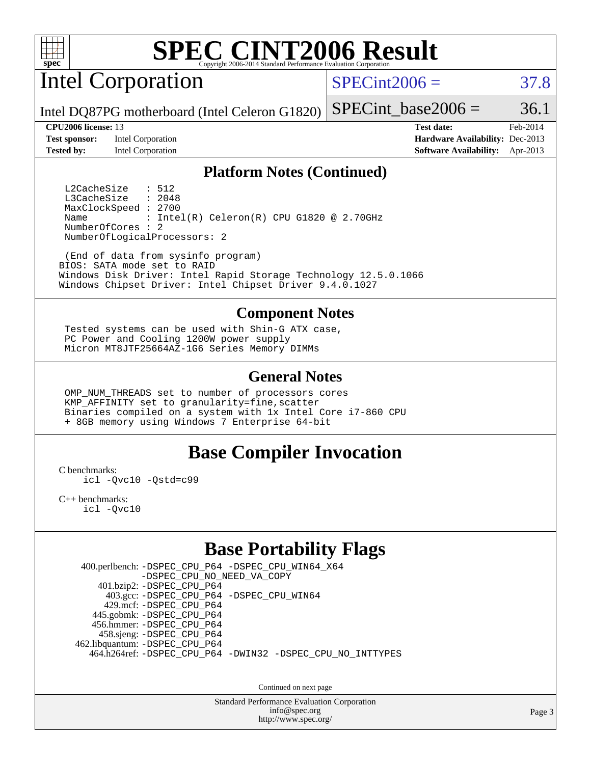# SPEC CINT2006 Result

## Intel Corporation

Intel DQ87PG motherboard (Intel Celeron G1820)

SPECint2006 = 37.8

SPECint_base2006 = 36.1

**CPU2006 license:** 13
**Test sponsor:** Intel Corporation
**Tested by:** Intel Corporation

**Test date:** Feb-2014
**Hardware Availability:** Dec-2013
**Software Availability:** Apr-2013

### Platform Notes (Continued)

```
  L2CacheSize    : 512
  L3CacheSize    : 2048
  MaxClockSpeed : 2700
  Name           : Intel(R) Celeron(R) CPU G1820 @ 2.70GHz
  NumberOfCores : 2
  NumberOfLogicalProcessors: 2

  (End of data from sysinfo program)
BIOS: SATA mode set to RAID
Windows Disk Driver: Intel Rapid Storage Technology 12.5.0.1066
Windows Chipset Driver: Intel Chipset Driver 9.4.0.1027
```

### Component Notes

```
Tested systems can be used with Shin-G ATX case,
PC Power and Cooling 1200W power supply
Micron MT8JTF25664AZ-1G6 Series Memory DIMMs
```

### General Notes

```
OMP_NUM_THREADS set to number of processors cores
KMP_AFFINITY set to granularity=fine,scatter
Binaries compiled on a system with 1x Intel Core i7-860 CPU
+ 8GB memory using Windows 7 Enterprise 64-bit
```

## Base Compiler Invocation

C benchmarks:
```
icl -Qvc10 -Qstd=c99
```

C++ benchmarks:
```
icl -Qvc10
```

## Base Portability Flags

```
   400.perlbench: -DSPEC_CPU_P64 -DSPEC_CPU_WIN64_X64
                  -DSPEC_CPU_NO_NEED_VA_COPY
      401.bzip2: -DSPEC_CPU_P64
        403.gcc: -DSPEC_CPU_P64 -DSPEC_CPU_WIN64
        429.mcf: -DSPEC_CPU_P64
      445.gobmk: -DSPEC_CPU_P64
      456.hmmer: -DSPEC_CPU_P64
      458.sjeng: -DSPEC_CPU_P64
 462.libquantum: -DSPEC_CPU_P64
    464.h264ref: -DSPEC_CPU_P64 -DWIN32 -DSPEC_CPU_NO_INTTYPES
```

Continued on next page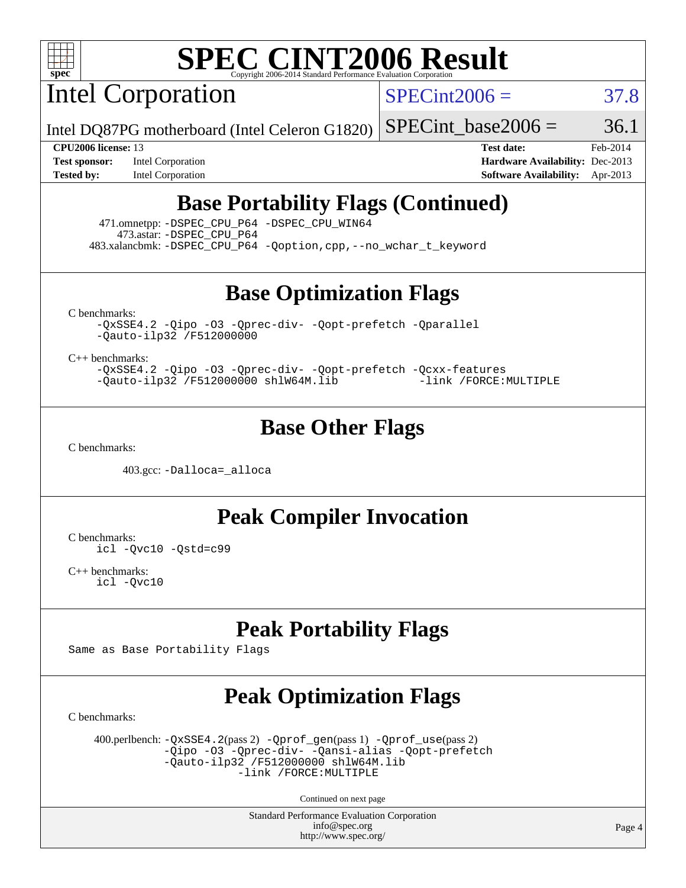# SPEC CINT2006 Result

Copyright 2006-2014 Standard Performance Evaluation Corporation

## Intel Corporation

Intel DQ87PG motherboard (Intel Celeron G1820)

SPECint2006 = 37.8

SPECint_base2006 = 36.1

| | | | |
|---|---|---|---|
| **CPU2006 license:** | 13 | **Test date:** | Feb-2014 |
| **Test sponsor:** | Intel Corporation | **Hardware Availability:** | Dec-2013 |
| **Tested by:** | Intel Corporation | **Software Availability:** | Apr-2013 |

## Base Portability Flags (Continued)

471.omnetpp: `-DSPEC_CPU_P64 -DSPEC_CPU_WIN64`
473.astar: `-DSPEC_CPU_P64`
483.xalancbmk: `-DSPEC_CPU_P64 -Qoption,cpp,--no_wchar_t_keyword`

## Base Optimization Flags

C benchmarks:

```
-QxSSE4.2 -Qipo -O3 -Qprec-div- -Qopt-prefetch -Qparallel
-Qauto-ilp32 /F512000000
```

C++ benchmarks:

```
-QxSSE4.2 -Qipo -O3 -Qprec-div- -Qopt-prefetch -Qcxx-features
-Qauto-ilp32 /F512000000 shlW64M.lib            -link /FORCE:MULTIPLE
```

## Base Other Flags

C benchmarks:

403.gcc: `-Dalloca=_alloca`

## Peak Compiler Invocation

C benchmarks:

```
icl -Qvc10 -Qstd=c99
```

C++ benchmarks:

```
icl -Qvc10
```

## Peak Portability Flags

Same as Base Portability Flags

## Peak Optimization Flags

C benchmarks:

400.perlbench: `-QxSSE4.2`(pass 2) `-Qprof_gen`(pass 1) `-Qprof_use`(pass 2)
`-Qipo -O3 -Qprec-div- -Qansi-alias -Qopt-prefetch`
`-Qauto-ilp32 /F512000000 shlW64M.lib`
`-link /FORCE:MULTIPLE`

Continued on next page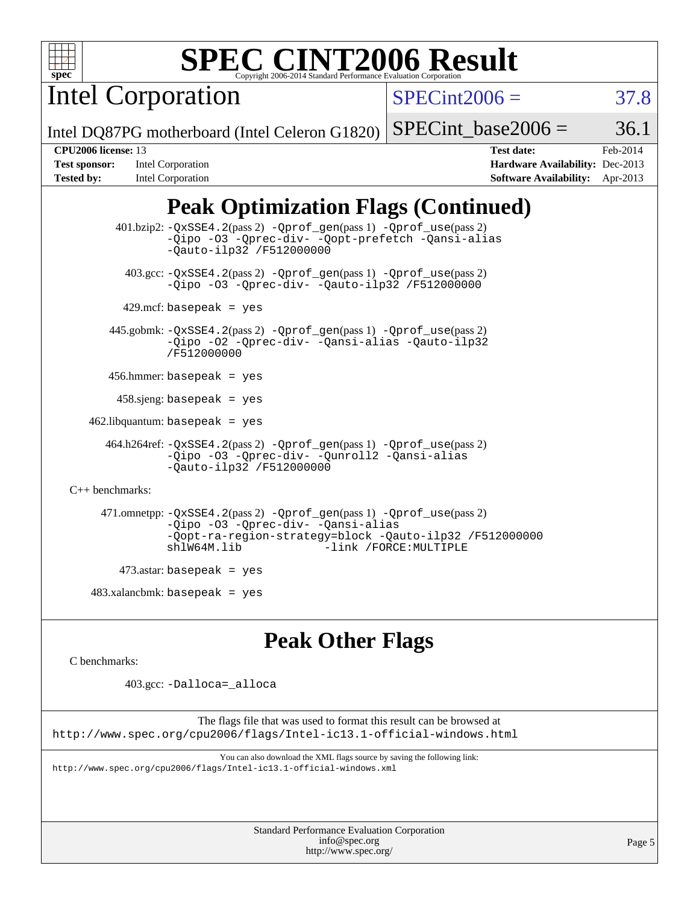# Peak Optimization Flags (Continued)

401.bzip2: -QxSSE4.2(pass 2) -Qprof_gen(pass 1) -Qprof_use(pass 2) -Qipo -O3 -Qprec-div- -Qopt-prefetch -Qansi-alias -Qauto-ilp32 /F512000000

403.gcc: -QxSSE4.2(pass 2) -Qprof_gen(pass 1) -Qprof_use(pass 2) -Qipo -O3 -Qprec-div- -Qauto-ilp32 /F512000000

429.mcf: basepeak = yes

445.gobmk: -QxSSE4.2(pass 2) -Qprof_gen(pass 1) -Qprof_use(pass 2) -Qipo -O2 -Qprec-div- -Qansi-alias -Qauto-ilp32 /F512000000

456.hmmer: basepeak = yes

458.sjeng: basepeak = yes

462.libquantum: basepeak = yes

464.h264ref: -QxSSE4.2(pass 2) -Qprof_gen(pass 1) -Qprof_use(pass 2) -Qipo -O3 -Qprec-div- -Qunroll2 -Qansi-alias -Qauto-ilp32 /F512000000

C++ benchmarks:

471.omnetpp: -QxSSE4.2(pass 2) -Qprof_gen(pass 1) -Qprof_use(pass 2) -Qipo -O3 -Qprec-div- -Qansi-alias -Qopt-ra-region-strategy=block -Qauto-ilp32 /F512000000 shlW64M.lib -link /FORCE:MULTIPLE

473.astar: basepeak = yes

483.xalancbmk: basepeak = yes

# Peak Other Flags

C benchmarks:

403.gcc: -Dalloca=_alloca

The flags file that was used to format this result can be browsed at
http://www.spec.org/cpu2006/flags/Intel-ic13.1-official-windows.html

You can also download the XML flags source by saving the following link:
http://www.spec.org/cpu2006/flags/Intel-ic13.1-official-windows.xml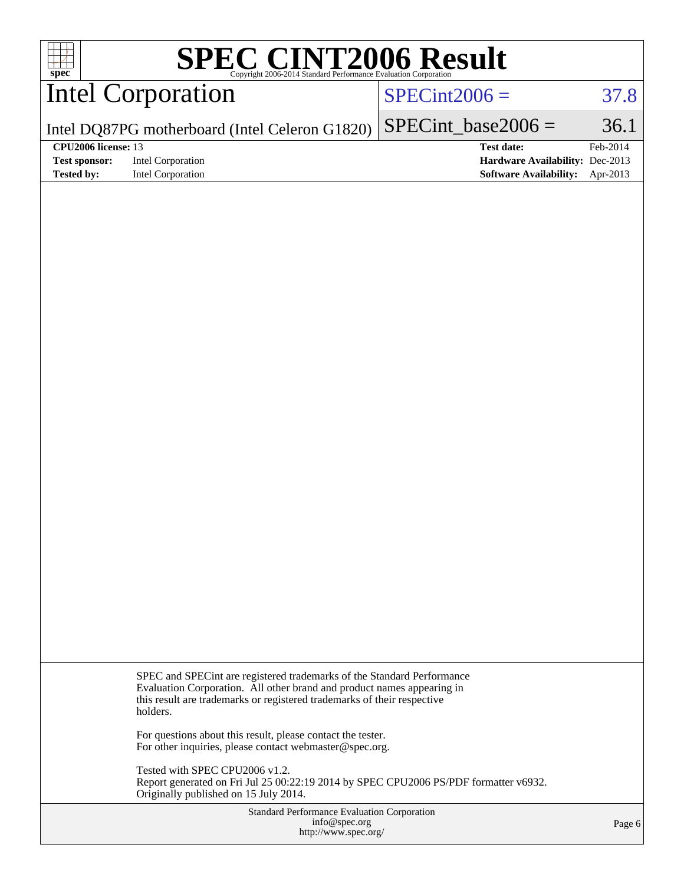SPEC and SPECint are registered trademarks of the Standard Performance Evaluation Corporation. All other brand and product names appearing in this result are trademarks or registered trademarks of their respective holders.

For questions about this result, please contact the tester.
For other inquiries, please contact webmaster@spec.org.

Tested with SPEC CPU2006 v1.2.
Report generated on Fri Jul 25 00:22:19 2014 by SPEC CPU2006 PS/PDF formatter v6932.
Originally published on 15 July 2014.